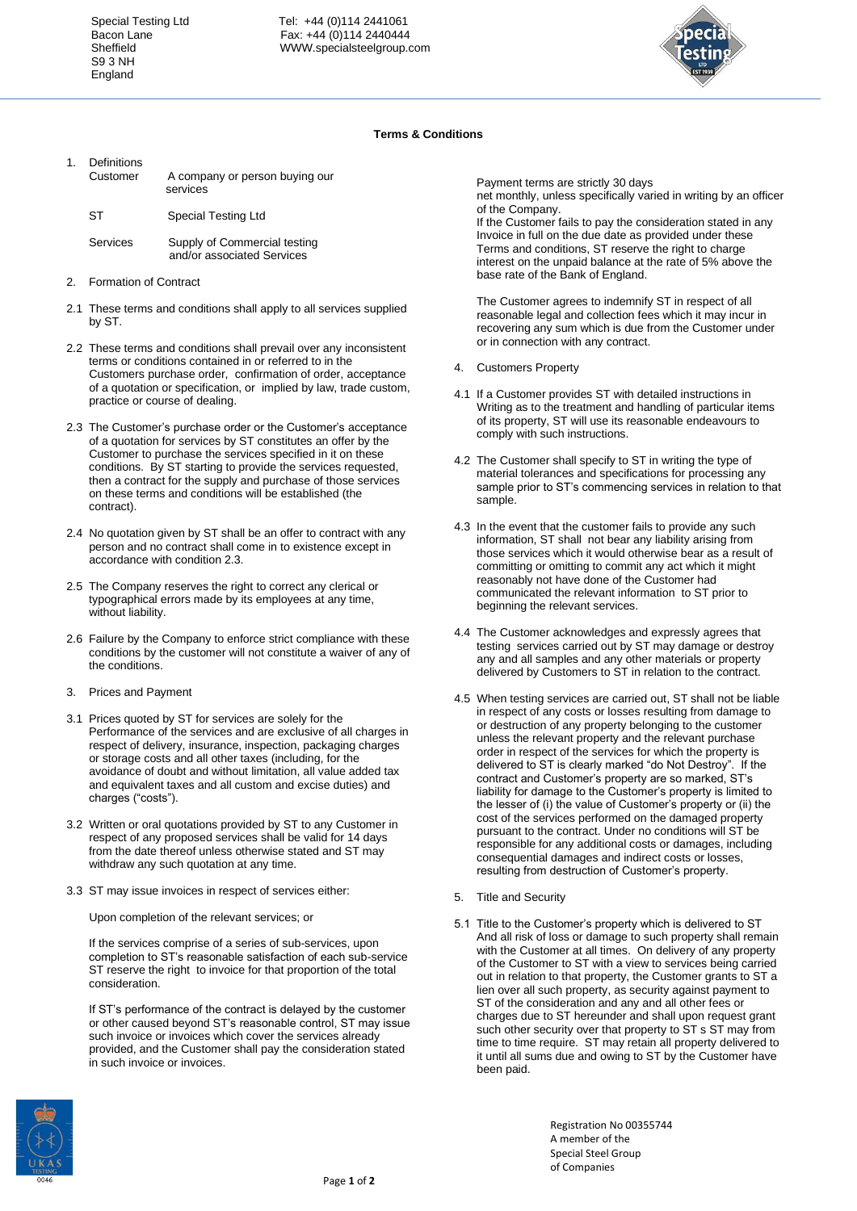Special Testing Ltd
Bacon Lane
Sheffield
S9 3 NH
England

Tel: +44 (0)114 2441061
Fax: +44 (0)114 2440444
WWW.specialsteelgroup.com

## Terms & Conditions

1. Definitions

| | |
|---|---|
| Customer | A company or person buying our services |
| ST | Special Testing Ltd |
| Services | Supply of Commercial testing and/or associated Services |

2. Formation of Contract

2.1 These terms and conditions shall apply to all services supplied by ST.

2.2 These terms and conditions shall prevail over any inconsistent terms or conditions contained in or referred to in the Customers purchase order, confirmation of order, acceptance of a quotation or specification, or implied by law, trade custom, practice or course of dealing.

2.3 The Customer's purchase order or the Customer's acceptance of a quotation for services by ST constitutes an offer by the Customer to purchase the services specified in it on these conditions. By ST starting to provide the services requested, then a contract for the supply and purchase of those services on these terms and conditions will be established (the contract).

2.4 No quotation given by ST shall be an offer to contract with any person and no contract shall come in to existence except in accordance with condition 2.3.

2.5 The Company reserves the right to correct any clerical or typographical errors made by its employees at any time, without liability.

2.6 Failure by the Company to enforce strict compliance with these conditions by the customer will not constitute a waiver of any of the conditions.

3. Prices and Payment

3.1 Prices quoted by ST for services are solely for the Performance of the services and are exclusive of all charges in respect of delivery, insurance, inspection, packaging charges or storage costs and all other taxes (including, for the avoidance of doubt and without limitation, all value added tax and equivalent taxes and all custom and excise duties) and charges ("costs").

3.2 Written or oral quotations provided by ST to any Customer in respect of any proposed services shall be valid for 14 days from the date thereof unless otherwise stated and ST may withdraw any such quotation at any time.

3.3 ST may issue invoices in respect of services either:

Upon completion of the relevant services; or

If the services comprise of a series of sub-services, upon completion to ST's reasonable satisfaction of each sub-service ST reserve the right to invoice for that proportion of the total consideration.

If ST's performance of the contract is delayed by the customer or other caused beyond ST's reasonable control, ST may issue such invoice or invoices which cover the services already provided, and the Customer shall pay the consideration stated in such invoice or invoices.

Payment terms are strictly 30 days net monthly, unless specifically varied in writing by an officer of the Company.
If the Customer fails to pay the consideration stated in any Invoice in full on the due date as provided under these Terms and conditions, ST reserve the right to charge interest on the unpaid balance at the rate of 5% above the base rate of the Bank of England.

The Customer agrees to indemnify ST in respect of all reasonable legal and collection fees which it may incur in recovering any sum which is due from the Customer under or in connection with any contract.

4. Customers Property

4.1 If a Customer provides ST with detailed instructions in Writing as to the treatment and handling of particular items of its property, ST will use its reasonable endeavours to comply with such instructions.

4.2 The Customer shall specify to ST in writing the type of material tolerances and specifications for processing any sample prior to ST's commencing services in relation to that sample.

4.3 In the event that the customer fails to provide any such information, ST shall not bear any liability arising from those services which it would otherwise bear as a result of committing or omitting to commit any act which it might reasonably not have done of the Customer had communicated the relevant information to ST prior to beginning the relevant services.

4.4 The Customer acknowledges and expressly agrees that testing services carried out by ST may damage or destroy any and all samples and any other materials or property delivered by Customers to ST in relation to the contract.

4.5 When testing services are carried out, ST shall not be liable in respect of any costs or losses resulting from damage to or destruction of any property belonging to the customer unless the relevant property and the relevant purchase order in respect of the services for which the property is delivered to ST is clearly marked "do Not Destroy". If the contract and Customer's property are so marked, ST's liability for damage to the Customer's property is limited to the lesser of (i) the value of Customer's property or (ii) the cost of the services performed on the damaged property pursuant to the contract. Under no conditions will ST be responsible for any additional costs or damages, including consequential damages and indirect costs or losses, resulting from destruction of Customer's property.

5. Title and Security

5.1 Title to the Customer's property which is delivered to ST And all risk of loss or damage to such property shall remain with the Customer at all times. On delivery of any property of the Customer to ST with a view to services being carried out in relation to that property, the Customer grants to ST a lien over all such property, as security against payment to ST of the consideration and any and all other fees or charges due to ST hereunder and shall upon request grant such other security over that property to ST s ST may from time to time require. ST may retain all property delivered to it until all sums due and owing to ST by the Customer have been paid.

Registration No 00355744
A member of the
Special Steel Group
of Companies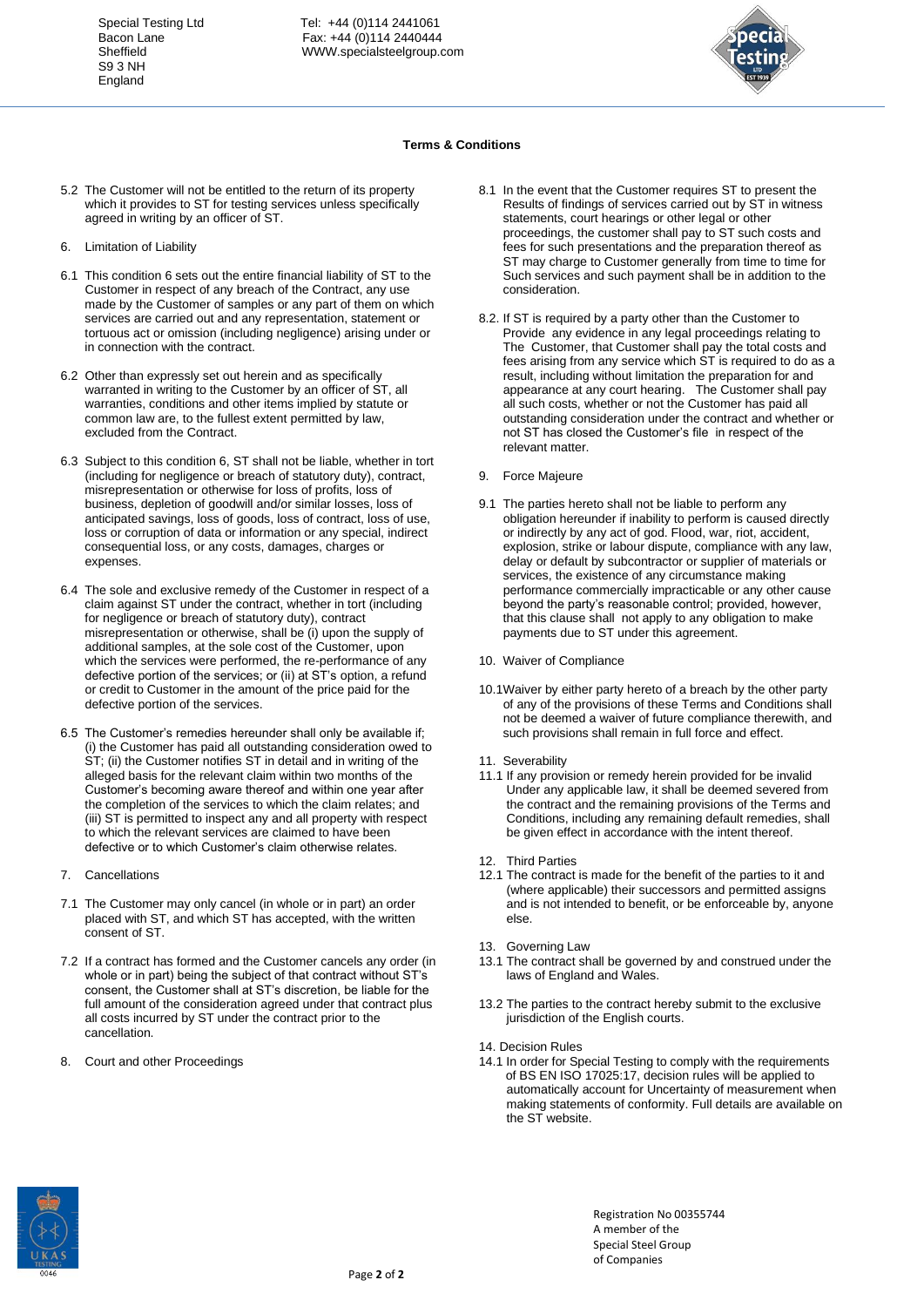Special Testing Ltd
Bacon Lane
Sheffield
S9 3 NH
England

Tel: +44 (0)114 2441061
Fax: +44 (0)114 2440444
WWW.specialsteelgroup.com

**Terms & Conditions**

5.2 The Customer will not be entitled to the return of its property which it provides to ST for testing services unless specifically agreed in writing by an officer of ST.

6. Limitation of Liability

6.1 This condition 6 sets out the entire financial liability of ST to the Customer in respect of any breach of the Contract, any use made by the Customer of samples or any part of them on which services are carried out and any representation, statement or tortuous act or omission (including negligence) arising under or in connection with the contract.

6.2 Other than expressly set out herein and as specifically warranted in writing to the Customer by an officer of ST, all warranties, conditions and other items implied by statute or common law are, to the fullest extent permitted by law, excluded from the Contract.

6.3 Subject to this condition 6, ST shall not be liable, whether in tort (including for negligence or breach of statutory duty), contract, misrepresentation or otherwise for loss of profits, loss of business, depletion of goodwill and/or similar losses, loss of anticipated savings, loss of goods, loss of contract, loss of use, loss or corruption of data or information or any special, indirect consequential loss, or any costs, damages, charges or expenses.

6.4 The sole and exclusive remedy of the Customer in respect of a claim against ST under the contract, whether in tort (including for negligence or breach of statutory duty), contract misrepresentation or otherwise, shall be (i) upon the supply of additional samples, at the sole cost of the Customer, upon which the services were performed, the re-performance of any defective portion of the services; or (ii) at ST's option, a refund or credit to Customer in the amount of the price paid for the defective portion of the services.

6.5 The Customer's remedies hereunder shall only be available if; (i) the Customer has paid all outstanding consideration owed to ST; (ii) the Customer notifies ST in detail and in writing of the alleged basis for the relevant claim within two months of the Customer's becoming aware thereof and within one year after the completion of the services to which the claim relates; and (iii) ST is permitted to inspect any and all property with respect to which the relevant services are claimed to have been defective or to which Customer's claim otherwise relates.

7. Cancellations

7.1 The Customer may only cancel (in whole or in part) an order placed with ST, and which ST has accepted, with the written consent of ST.

7.2 If a contract has formed and the Customer cancels any order (in whole or in part) being the subject of that contract without ST's consent, the Customer shall at ST's discretion, be liable for the full amount of the consideration agreed under that contract plus all costs incurred by ST under the contract prior to the cancellation.

8. Court and other Proceedings

8.1 In the event that the Customer requires ST to present the Results of findings of services carried out by ST in witness statements, court hearings or other legal or other proceedings, the customer shall pay to ST such costs and fees for such presentations and the preparation thereof as ST may charge to Customer generally from time to time for Such services and such payment shall be in addition to the consideration.

8.2. If ST is required by a party other than the Customer to Provide any evidence in any legal proceedings relating to The Customer, that Customer shall pay the total costs and fees arising from any service which ST is required to do as a result, including without limitation the preparation for and appearance at any court hearing. The Customer shall pay all such costs, whether or not the Customer has paid all outstanding consideration under the contract and whether or not ST has closed the Customer's file in respect of the relevant matter.

9. Force Majeure

9.1 The parties hereto shall not be liable to perform any obligation hereunder if inability to perform is caused directly or indirectly by any act of god. Flood, war, riot, accident, explosion, strike or labour dispute, compliance with any law, delay or default by subcontractor or supplier of materials or services, the existence of any circumstance making performance commercially impracticable or any other cause beyond the party's reasonable control; provided, however, that this clause shall not apply to any obligation to make payments due to ST under this agreement.

10. Waiver of Compliance

10.1Waiver by either party hereto of a breach by the other party of any of the provisions of these Terms and Conditions shall not be deemed a waiver of future compliance therewith, and such provisions shall remain in full force and effect.

11. Severability

11.1 If any provision or remedy herein provided for be invalid Under any applicable law, it shall be deemed severed from the contract and the remaining provisions of the Terms and Conditions, including any remaining default remedies, shall be given effect in accordance with the intent thereof.

12. Third Parties

12.1 The contract is made for the benefit of the parties to it and (where applicable) their successors and permitted assigns and is not intended to benefit, or be enforceable by, anyone else.

13. Governing Law

13.1 The contract shall be governed by and construed under the laws of England and Wales.

13.2 The parties to the contract hereby submit to the exclusive jurisdiction of the English courts.

14. Decision Rules

14.1 In order for Special Testing to comply with the requirements of BS EN ISO 17025:17, decision rules will be applied to automatically account for Uncertainty of measurement when making statements of conformity. Full details are available on the ST website.

Registration No 00355744
A member of the
Special Steel Group
of Companies